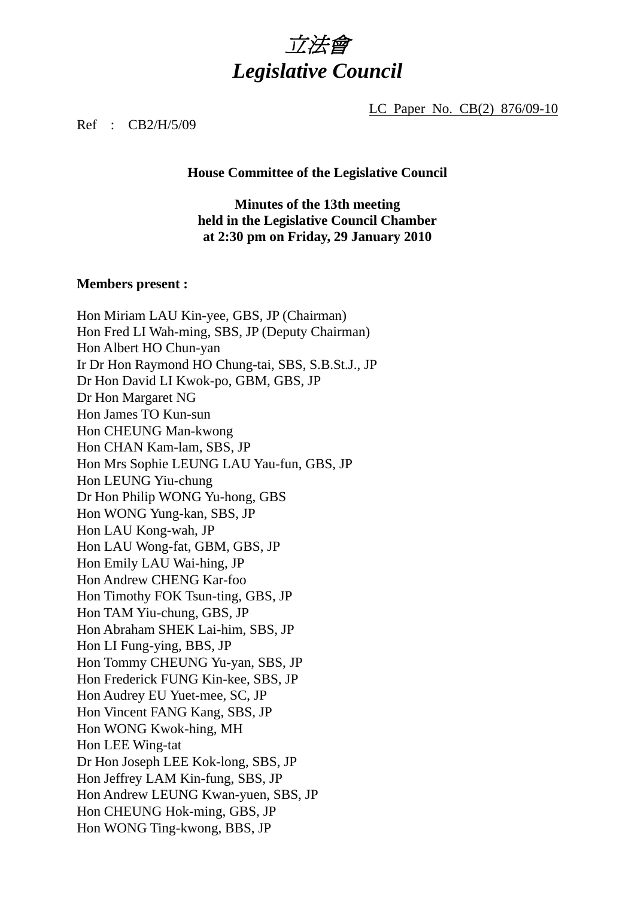# *立法會*
# *Legislative Council*

LC Paper No. CB(2) 876/09-10

Ref : CB2/H/5/09

**House Committee of the Legislative Council**

**Minutes of the 13th meeting**
**held in the Legislative Council Chamber**
**at 2:30 pm on Friday, 29 January 2010**

**Members present :**

Hon Miriam LAU Kin-yee, GBS, JP (Chairman)
Hon Fred LI Wah-ming, SBS, JP (Deputy Chairman)
Hon Albert HO Chun-yan
Ir Dr Hon Raymond HO Chung-tai, SBS, S.B.St.J., JP
Dr Hon David LI Kwok-po, GBM, GBS, JP
Dr Hon Margaret NG
Hon James TO Kun-sun
Hon CHEUNG Man-kwong
Hon CHAN Kam-lam, SBS, JP
Hon Mrs Sophie LEUNG LAU Yau-fun, GBS, JP
Hon LEUNG Yiu-chung
Dr Hon Philip WONG Yu-hong, GBS
Hon WONG Yung-kan, SBS, JP
Hon LAU Kong-wah, JP
Hon LAU Wong-fat, GBM, GBS, JP
Hon Emily LAU Wai-hing, JP
Hon Andrew CHENG Kar-foo
Hon Timothy FOK Tsun-ting, GBS, JP
Hon TAM Yiu-chung, GBS, JP
Hon Abraham SHEK Lai-him, SBS, JP
Hon LI Fung-ying, BBS, JP
Hon Tommy CHEUNG Yu-yan, SBS, JP
Hon Frederick FUNG Kin-kee, SBS, JP
Hon Audrey EU Yuet-mee, SC, JP
Hon Vincent FANG Kang, SBS, JP
Hon WONG Kwok-hing, MH
Hon LEE Wing-tat
Dr Hon Joseph LEE Kok-long, SBS, JP
Hon Jeffrey LAM Kin-fung, SBS, JP
Hon Andrew LEUNG Kwan-yuen, SBS, JP
Hon CHEUNG Hok-ming, GBS, JP
Hon WONG Ting-kwong, BBS, JP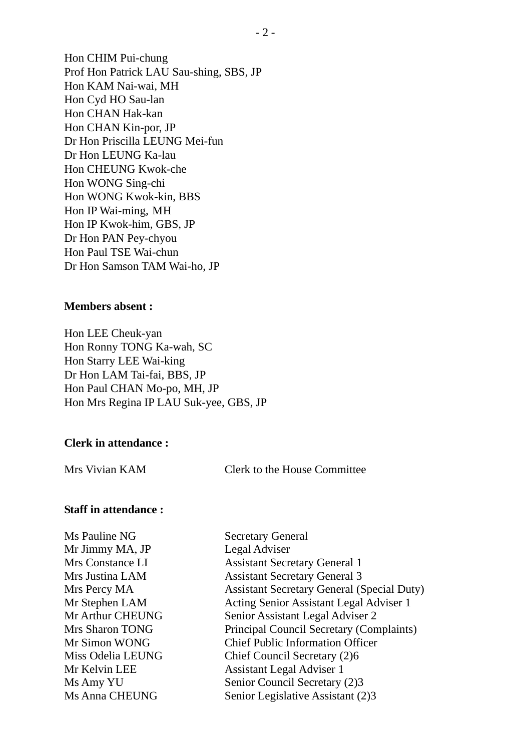Hon CHIM Pui-chung
Prof Hon Patrick LAU Sau-shing, SBS, JP
Hon KAM Nai-wai, MH
Hon Cyd HO Sau-lan
Hon CHAN Hak-kan
Hon CHAN Kin-por, JP
Dr Hon Priscilla LEUNG Mei-fun
Dr Hon LEUNG Ka-lau
Hon CHEUNG Kwok-che
Hon WONG Sing-chi
Hon WONG Kwok-kin, BBS
Hon IP Wai-ming, MH
Hon IP Kwok-him, GBS, JP
Dr Hon PAN Pey-chyou
Hon Paul TSE Wai-chun
Dr Hon Samson TAM Wai-ho, JP

**Members absent :**

Hon LEE Cheuk-yan
Hon Ronny TONG Ka-wah, SC
Hon Starry LEE Wai-king
Dr Hon LAM Tai-fai, BBS, JP
Hon Paul CHAN Mo-po, MH, JP
Hon Mrs Regina IP LAU Suk-yee, GBS, JP

**Clerk in attendance :**

| | |
|---|---|
| Mrs Vivian KAM | Clerk to the House Committee |

**Staff in attendance :**

| | |
|---|---|
| Ms Pauline NG | Secretary General |
| Mr Jimmy MA, JP | Legal Adviser |
| Mrs Constance LI | Assistant Secretary General 1 |
| Mrs Justina LAM | Assistant Secretary General 3 |
| Mrs Percy MA | Assistant Secretary General (Special Duty) |
| Mr Stephen LAM | Acting Senior Assistant Legal Adviser 1 |
| Mr Arthur CHEUNG | Senior Assistant Legal Adviser 2 |
| Mrs Sharon TONG | Principal Council Secretary (Complaints) |
| Mr Simon WONG | Chief Public Information Officer |
| Miss Odelia LEUNG | Chief Council Secretary (2)6 |
| Mr Kelvin LEE | Assistant Legal Adviser 1 |
| Ms Amy YU | Senior Council Secretary (2)3 |
| Ms Anna CHEUNG | Senior Legislative Assistant (2)3 |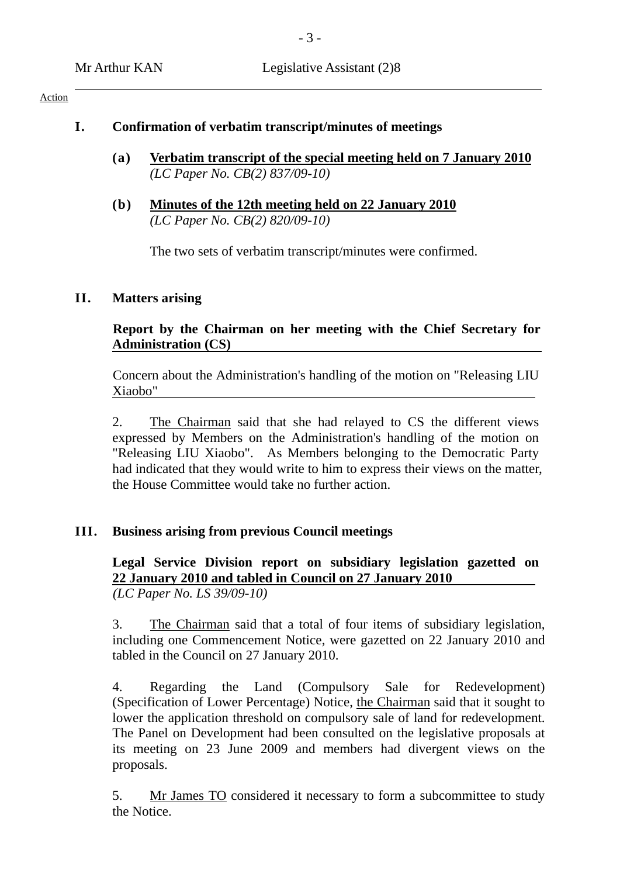Mr Arthur KAN Legislative Assistant (2)8

Action

## I. Confirmation of verbatim transcript/minutes of meetings

**(a) Verbatim transcript of the special meeting held on 7 January 2010**
*(LC Paper No. CB(2) 837/09-10)*

**(b) Minutes of the 12th meeting held on 22 January 2010**
*(LC Paper No. CB(2) 820/09-10)*

The two sets of verbatim transcript/minutes were confirmed.

## II. Matters arising

**Report by the Chairman on her meeting with the Chief Secretary for Administration (CS)**

Concern about the Administration's handling of the motion on "Releasing LIU Xiaobo"

2. The Chairman said that she had relayed to CS the different views expressed by Members on the Administration's handling of the motion on "Releasing LIU Xiaobo". As Members belonging to the Democratic Party had indicated that they would write to him to express their views on the matter, the House Committee would take no further action.

## III. Business arising from previous Council meetings

**Legal Service Division report on subsidiary legislation gazetted on 22 January 2010 and tabled in Council on 27 January 2010**
*(LC Paper No. LS 39/09-10)*

3. The Chairman said that a total of four items of subsidiary legislation, including one Commencement Notice, were gazetted on 22 January 2010 and tabled in the Council on 27 January 2010.

4. Regarding the Land (Compulsory Sale for Redevelopment) (Specification of Lower Percentage) Notice, the Chairman said that it sought to lower the application threshold on compulsory sale of land for redevelopment. The Panel on Development had been consulted on the legislative proposals at its meeting on 23 June 2009 and members had divergent views on the proposals.

5. Mr James TO considered it necessary to form a subcommittee to study the Notice.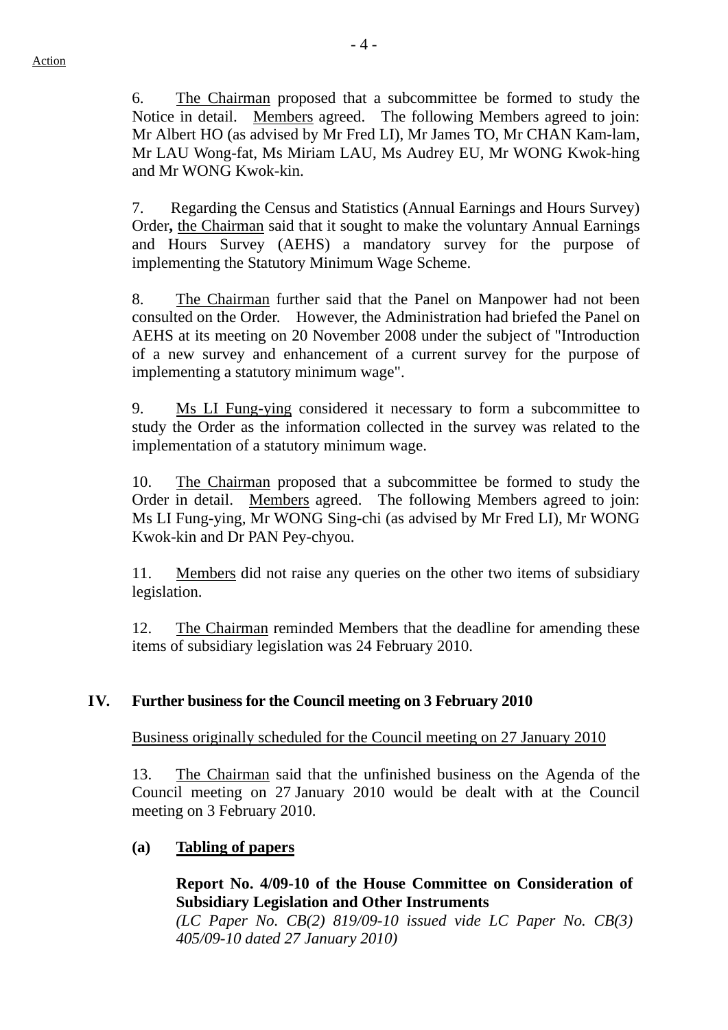Action

6. The Chairman proposed that a subcommittee be formed to study the Notice in detail. Members agreed. The following Members agreed to join: Mr Albert HO (as advised by Mr Fred LI), Mr James TO, Mr CHAN Kam-lam, Mr LAU Wong-fat, Ms Miriam LAU, Ms Audrey EU, Mr WONG Kwok-hing and Mr WONG Kwok-kin.

7. Regarding the Census and Statistics (Annual Earnings and Hours Survey) Order**,** the Chairman said that it sought to make the voluntary Annual Earnings and Hours Survey (AEHS) a mandatory survey for the purpose of implementing the Statutory Minimum Wage Scheme.

8. The Chairman further said that the Panel on Manpower had not been consulted on the Order. However, the Administration had briefed the Panel on AEHS at its meeting on 20 November 2008 under the subject of "Introduction of a new survey and enhancement of a current survey for the purpose of implementing a statutory minimum wage".

9. Ms LI Fung-ying considered it necessary to form a subcommittee to study the Order as the information collected in the survey was related to the implementation of a statutory minimum wage.

10. The Chairman proposed that a subcommittee be formed to study the Order in detail. Members agreed. The following Members agreed to join: Ms LI Fung-ying, Mr WONG Sing-chi (as advised by Mr Fred LI), Mr WONG Kwok-kin and Dr PAN Pey-chyou.

11. Members did not raise any queries on the other two items of subsidiary legislation.

12. The Chairman reminded Members that the deadline for amending these items of subsidiary legislation was 24 February 2010.

## IV. Further business for the Council meeting on 3 February 2010

Business originally scheduled for the Council meeting on 27 January 2010

13. The Chairman said that the unfinished business on the Agenda of the Council meeting on 27 January 2010 would be dealt with at the Council meeting on 3 February 2010.

### (a) Tabling of papers

**Report No. 4/09-10 of the House Committee on Consideration of Subsidiary Legislation and Other Instruments**
*(LC Paper No. CB(2) 819/09-10 issued vide LC Paper No. CB(3) 405/09-10 dated 27 January 2010)*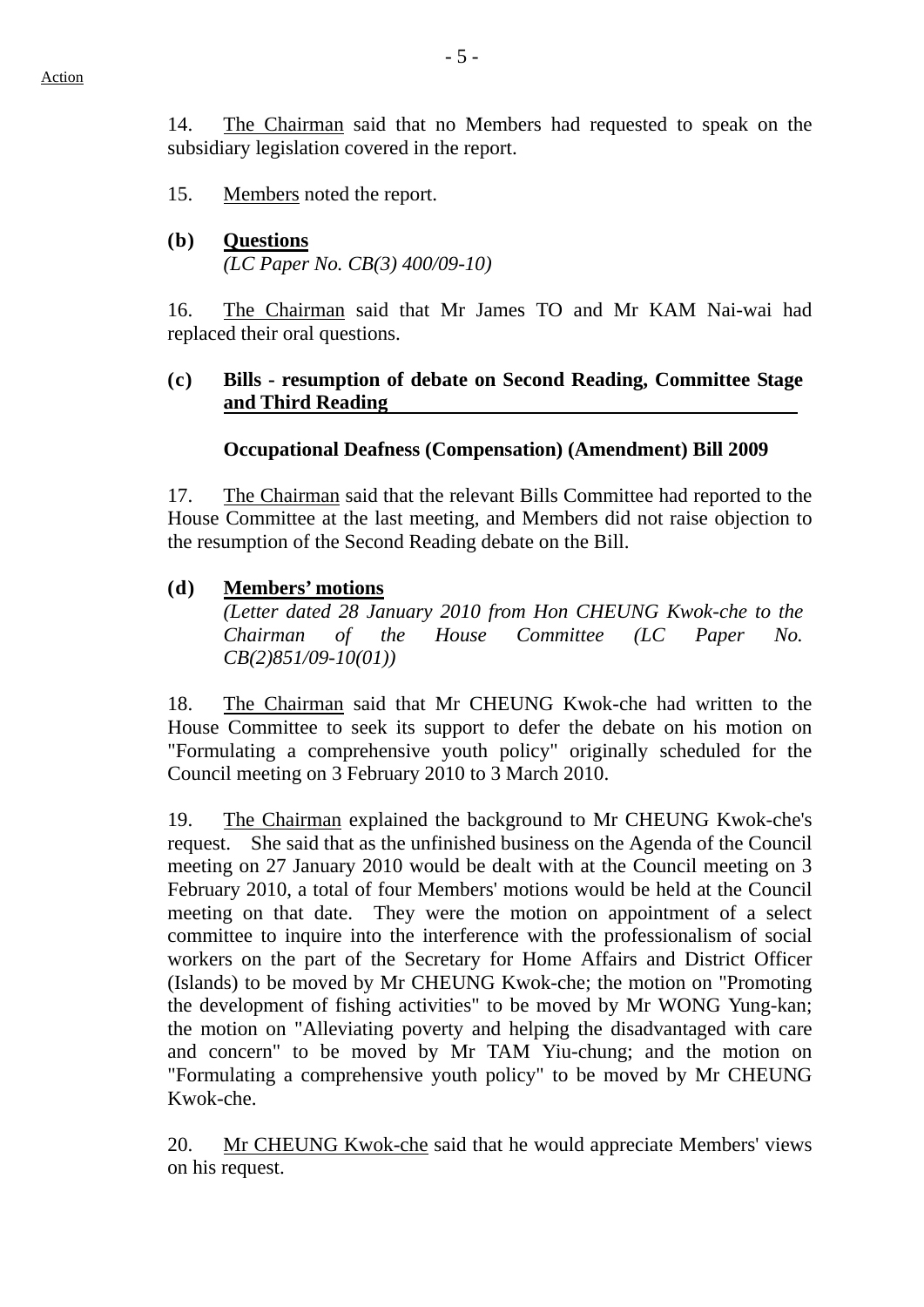Action

14. The Chairman said that no Members had requested to speak on the subsidiary legislation covered in the report.

15. Members noted the report.

**(b) Questions**
*(LC Paper No. CB(3) 400/09-10)*

16. The Chairman said that Mr James TO and Mr KAM Nai-wai had replaced their oral questions.

**(c) Bills - resumption of debate on Second Reading, Committee Stage and Third Reading**

**Occupational Deafness (Compensation) (Amendment) Bill 2009**

17. The Chairman said that the relevant Bills Committee had reported to the House Committee at the last meeting, and Members did not raise objection to the resumption of the Second Reading debate on the Bill.

**(d) Members' motions**
*(Letter dated 28 January 2010 from Hon CHEUNG Kwok-che to the Chairman of the House Committee (LC Paper No. CB(2)851/09-10(01))*

18. The Chairman said that Mr CHEUNG Kwok-che had written to the House Committee to seek its support to defer the debate on his motion on "Formulating a comprehensive youth policy" originally scheduled for the Council meeting on 3 February 2010 to 3 March 2010.

19. The Chairman explained the background to Mr CHEUNG Kwok-che's request. She said that as the unfinished business on the Agenda of the Council meeting on 27 January 2010 would be dealt with at the Council meeting on 3 February 2010, a total of four Members' motions would be held at the Council meeting on that date. They were the motion on appointment of a select committee to inquire into the interference with the professionalism of social workers on the part of the Secretary for Home Affairs and District Officer (Islands) to be moved by Mr CHEUNG Kwok-che; the motion on "Promoting the development of fishing activities" to be moved by Mr WONG Yung-kan; the motion on "Alleviating poverty and helping the disadvantaged with care and concern" to be moved by Mr TAM Yiu-chung; and the motion on "Formulating a comprehensive youth policy" to be moved by Mr CHEUNG Kwok-che.

20. Mr CHEUNG Kwok-che said that he would appreciate Members' views on his request.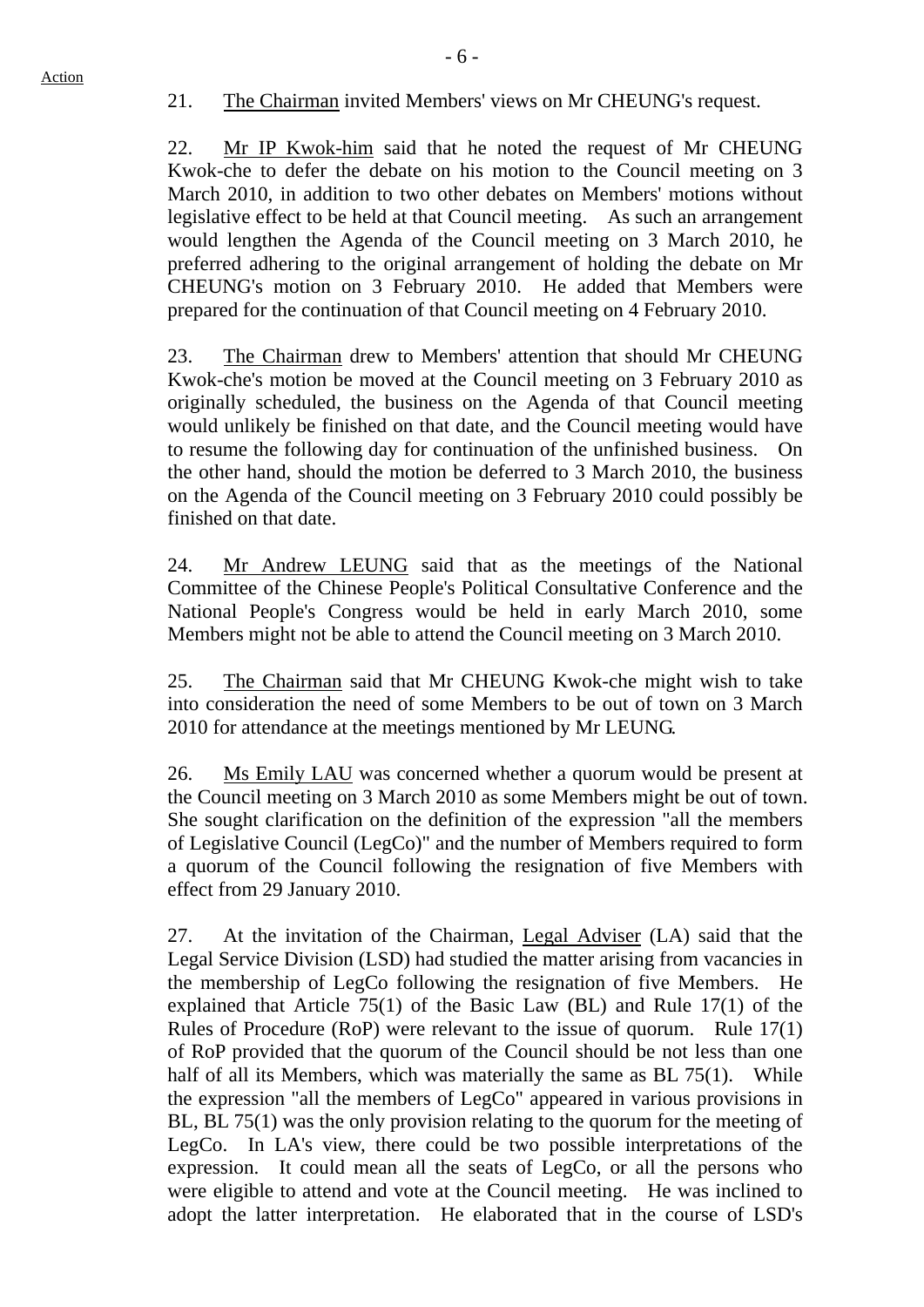21. The Chairman invited Members' views on Mr CHEUNG's request.

22. Mr IP Kwok-him said that he noted the request of Mr CHEUNG Kwok-che to defer the debate on his motion to the Council meeting on 3 March 2010, in addition to two other debates on Members' motions without legislative effect to be held at that Council meeting. As such an arrangement would lengthen the Agenda of the Council meeting on 3 March 2010, he preferred adhering to the original arrangement of holding the debate on Mr CHEUNG's motion on 3 February 2010. He added that Members were prepared for the continuation of that Council meeting on 4 February 2010.

23. The Chairman drew to Members' attention that should Mr CHEUNG Kwok-che's motion be moved at the Council meeting on 3 February 2010 as originally scheduled, the business on the Agenda of that Council meeting would unlikely be finished on that date, and the Council meeting would have to resume the following day for continuation of the unfinished business. On the other hand, should the motion be deferred to 3 March 2010, the business on the Agenda of the Council meeting on 3 February 2010 could possibly be finished on that date.

24. Mr Andrew LEUNG said that as the meetings of the National Committee of the Chinese People's Political Consultative Conference and the National People's Congress would be held in early March 2010, some Members might not be able to attend the Council meeting on 3 March 2010.

25. The Chairman said that Mr CHEUNG Kwok-che might wish to take into consideration the need of some Members to be out of town on 3 March 2010 for attendance at the meetings mentioned by Mr LEUNG.

26. Ms Emily LAU was concerned whether a quorum would be present at the Council meeting on 3 March 2010 as some Members might be out of town. She sought clarification on the definition of the expression "all the members of Legislative Council (LegCo)" and the number of Members required to form a quorum of the Council following the resignation of five Members with effect from 29 January 2010.

27. At the invitation of the Chairman, Legal Adviser (LA) said that the Legal Service Division (LSD) had studied the matter arising from vacancies in the membership of LegCo following the resignation of five Members. He explained that Article 75(1) of the Basic Law (BL) and Rule 17(1) of the Rules of Procedure (RoP) were relevant to the issue of quorum. Rule 17(1) of RoP provided that the quorum of the Council should be not less than one half of all its Members, which was materially the same as BL 75(1). While the expression "all the members of LegCo" appeared in various provisions in BL, BL 75(1) was the only provision relating to the quorum for the meeting of LegCo. In LA's view, there could be two possible interpretations of the expression. It could mean all the seats of LegCo, or all the persons who were eligible to attend and vote at the Council meeting. He was inclined to adopt the latter interpretation. He elaborated that in the course of LSD's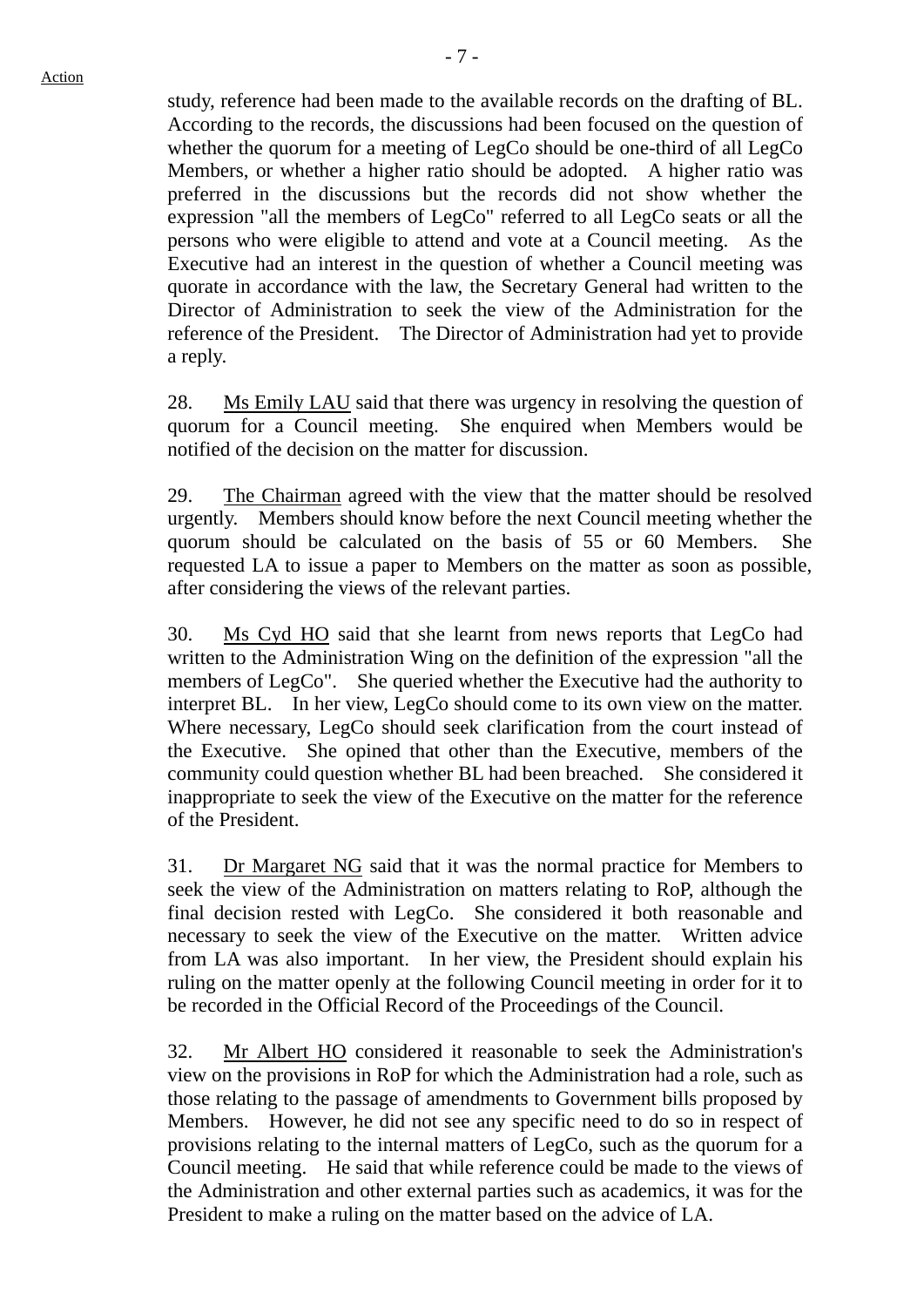Action

study, reference had been made to the available records on the drafting of BL. According to the records, the discussions had been focused on the question of whether the quorum for a meeting of LegCo should be one-third of all LegCo Members, or whether a higher ratio should be adopted. A higher ratio was preferred in the discussions but the records did not show whether the expression "all the members of LegCo" referred to all LegCo seats or all the persons who were eligible to attend and vote at a Council meeting. As the Executive had an interest in the question of whether a Council meeting was quorate in accordance with the law, the Secretary General had written to the Director of Administration to seek the view of the Administration for the reference of the President. The Director of Administration had yet to provide a reply.

28. Ms Emily LAU said that there was urgency in resolving the question of quorum for a Council meeting. She enquired when Members would be notified of the decision on the matter for discussion.

29. The Chairman agreed with the view that the matter should be resolved urgently. Members should know before the next Council meeting whether the quorum should be calculated on the basis of 55 or 60 Members. She requested LA to issue a paper to Members on the matter as soon as possible, after considering the views of the relevant parties.

30. Ms Cyd HO said that she learnt from news reports that LegCo had written to the Administration Wing on the definition of the expression "all the members of LegCo". She queried whether the Executive had the authority to interpret BL. In her view, LegCo should come to its own view on the matter. Where necessary, LegCo should seek clarification from the court instead of the Executive. She opined that other than the Executive, members of the community could question whether BL had been breached. She considered it inappropriate to seek the view of the Executive on the matter for the reference of the President.

31. Dr Margaret NG said that it was the normal practice for Members to seek the view of the Administration on matters relating to RoP, although the final decision rested with LegCo. She considered it both reasonable and necessary to seek the view of the Executive on the matter. Written advice from LA was also important. In her view, the President should explain his ruling on the matter openly at the following Council meeting in order for it to be recorded in the Official Record of the Proceedings of the Council.

32. Mr Albert HO considered it reasonable to seek the Administration's view on the provisions in RoP for which the Administration had a role, such as those relating to the passage of amendments to Government bills proposed by Members. However, he did not see any specific need to do so in respect of provisions relating to the internal matters of LegCo, such as the quorum for a Council meeting. He said that while reference could be made to the views of the Administration and other external parties such as academics, it was for the President to make a ruling on the matter based on the advice of LA.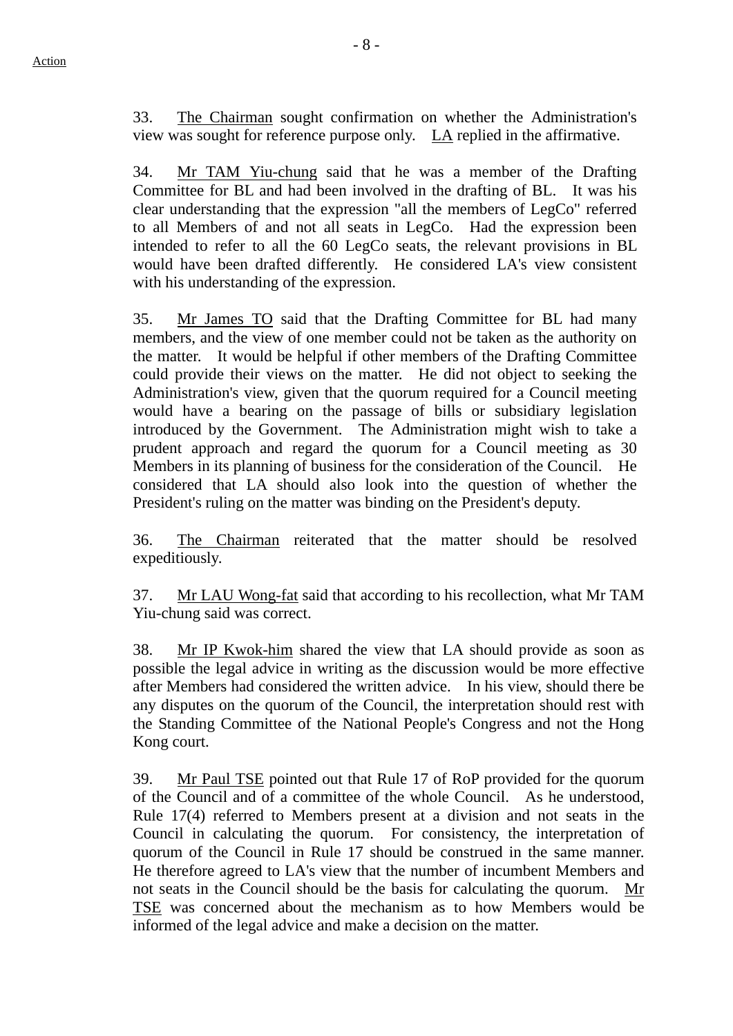Action

33. The Chairman sought confirmation on whether the Administration's view was sought for reference purpose only. LA replied in the affirmative.

34. Mr TAM Yiu-chung said that he was a member of the Drafting Committee for BL and had been involved in the drafting of BL. It was his clear understanding that the expression "all the members of LegCo" referred to all Members of and not all seats in LegCo. Had the expression been intended to refer to all the 60 LegCo seats, the relevant provisions in BL would have been drafted differently. He considered LA's view consistent with his understanding of the expression.

35. Mr James TO said that the Drafting Committee for BL had many members, and the view of one member could not be taken as the authority on the matter. It would be helpful if other members of the Drafting Committee could provide their views on the matter. He did not object to seeking the Administration's view, given that the quorum required for a Council meeting would have a bearing on the passage of bills or subsidiary legislation introduced by the Government. The Administration might wish to take a prudent approach and regard the quorum for a Council meeting as 30 Members in its planning of business for the consideration of the Council. He considered that LA should also look into the question of whether the President's ruling on the matter was binding on the President's deputy.

36. The Chairman reiterated that the matter should be resolved expeditiously.

37. Mr LAU Wong-fat said that according to his recollection, what Mr TAM Yiu-chung said was correct.

38. Mr IP Kwok-him shared the view that LA should provide as soon as possible the legal advice in writing as the discussion would be more effective after Members had considered the written advice. In his view, should there be any disputes on the quorum of the Council, the interpretation should rest with the Standing Committee of the National People's Congress and not the Hong Kong court.

39. Mr Paul TSE pointed out that Rule 17 of RoP provided for the quorum of the Council and of a committee of the whole Council. As he understood, Rule 17(4) referred to Members present at a division and not seats in the Council in calculating the quorum. For consistency, the interpretation of quorum of the Council in Rule 17 should be construed in the same manner. He therefore agreed to LA's view that the number of incumbent Members and not seats in the Council should be the basis for calculating the quorum. Mr TSE was concerned about the mechanism as to how Members would be informed of the legal advice and make a decision on the matter.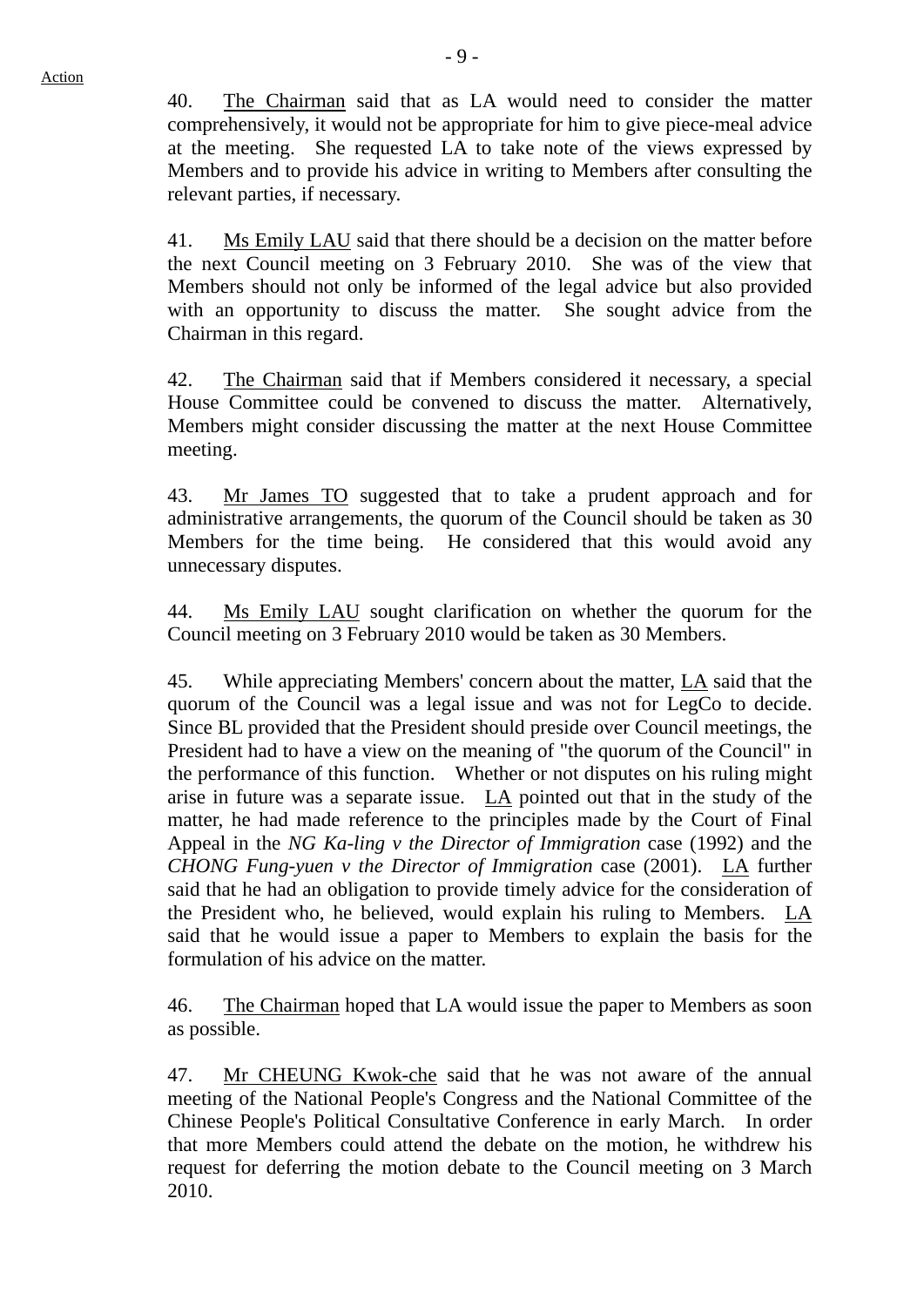Action

40. The Chairman said that as LA would need to consider the matter comprehensively, it would not be appropriate for him to give piece-meal advice at the meeting. She requested LA to take note of the views expressed by Members and to provide his advice in writing to Members after consulting the relevant parties, if necessary.

41. Ms Emily LAU said that there should be a decision on the matter before the next Council meeting on 3 February 2010. She was of the view that Members should not only be informed of the legal advice but also provided with an opportunity to discuss the matter. She sought advice from the Chairman in this regard.

42. The Chairman said that if Members considered it necessary, a special House Committee could be convened to discuss the matter. Alternatively, Members might consider discussing the matter at the next House Committee meeting.

43. Mr James TO suggested that to take a prudent approach and for administrative arrangements, the quorum of the Council should be taken as 30 Members for the time being. He considered that this would avoid any unnecessary disputes.

44. Ms Emily LAU sought clarification on whether the quorum for the Council meeting on 3 February 2010 would be taken as 30 Members.

45. While appreciating Members' concern about the matter, LA said that the quorum of the Council was a legal issue and was not for LegCo to decide. Since BL provided that the President should preside over Council meetings, the President had to have a view on the meaning of "the quorum of the Council" in the performance of this function. Whether or not disputes on his ruling might arise in future was a separate issue. LA pointed out that in the study of the matter, he had made reference to the principles made by the Court of Final Appeal in the *NG Ka-ling v the Director of Immigration* case (1992) and the *CHONG Fung-yuen v the Director of Immigration* case (2001). LA further said that he had an obligation to provide timely advice for the consideration of the President who, he believed, would explain his ruling to Members. LA said that he would issue a paper to Members to explain the basis for the formulation of his advice on the matter.

46. The Chairman hoped that LA would issue the paper to Members as soon as possible.

47. Mr CHEUNG Kwok-che said that he was not aware of the annual meeting of the National People's Congress and the National Committee of the Chinese People's Political Consultative Conference in early March. In order that more Members could attend the debate on the motion, he withdrew his request for deferring the motion debate to the Council meeting on 3 March 2010.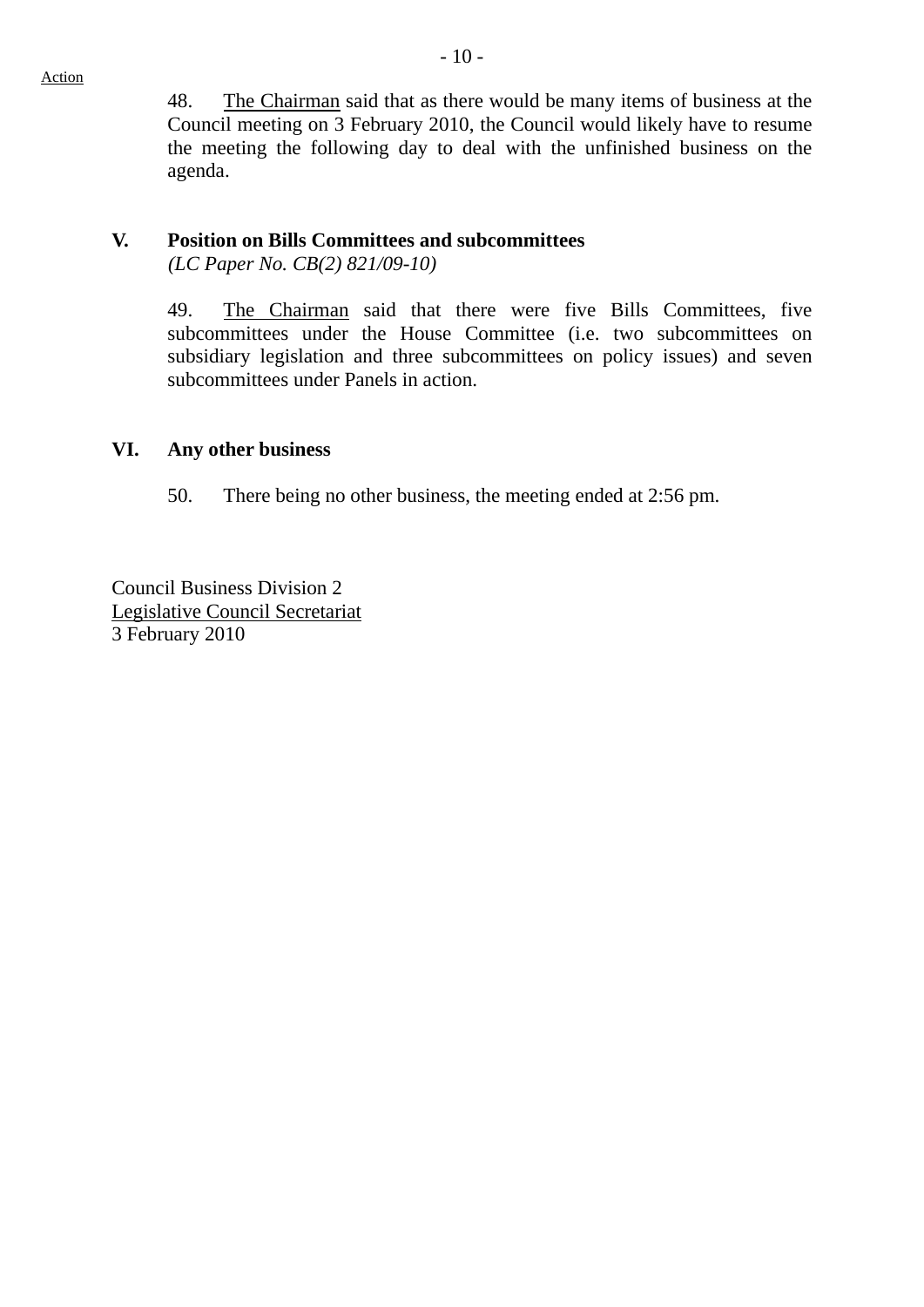48. The Chairman said that as there would be many items of business at the Council meeting on 3 February 2010, the Council would likely have to resume the meeting the following day to deal with the unfinished business on the agenda.

## V. Position on Bills Committees and subcommittees

*(LC Paper No. CB(2) 821/09-10)*

49. The Chairman said that there were five Bills Committees, five subcommittees under the House Committee (i.e. two subcommittees on subsidiary legislation and three subcommittees on policy issues) and seven subcommittees under Panels in action.

## VI. Any other business

50. There being no other business, the meeting ended at 2:56 pm.

Council Business Division 2
Legislative Council Secretariat
3 February 2010